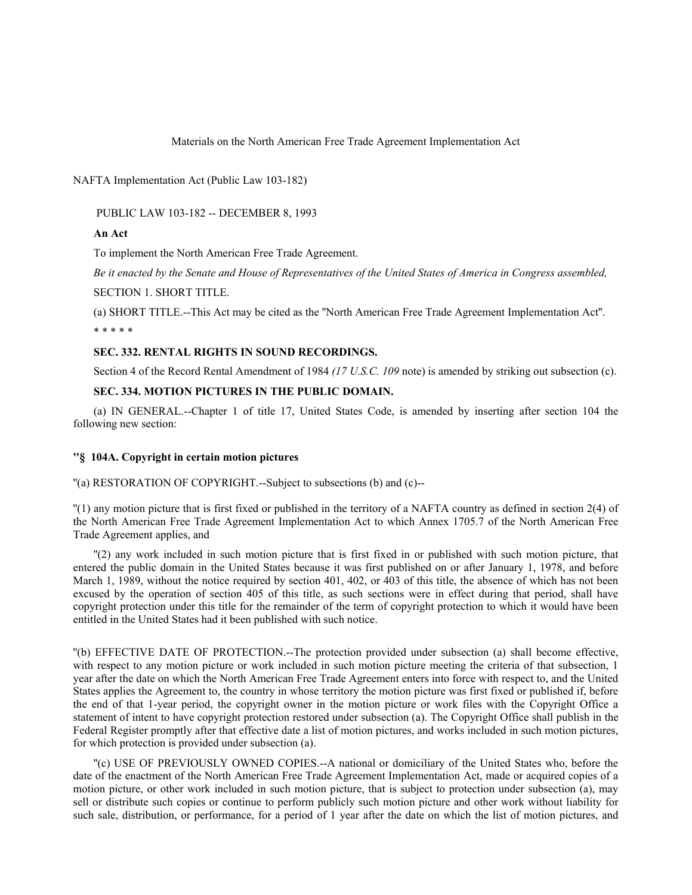Materials on the North American Free Trade Agreement Implementation Act

NAFTA Implementation Act (Public Law 103-182)

PUBLIC LAW 103-182 -- DECEMBER 8, 1993

**An Act**

To implement the North American Free Trade Agreement.

*Be it enacted by the Senate and House of Representatives of the United States of America in Congress assembled,*

SECTION 1. SHORT TITLE.

(a) SHORT TITLE.--This Act may be cited as the "North American Free Trade Agreement Implementation Act".

* * * * *

**SEC. 332. RENTAL RIGHTS IN SOUND RECORDINGS.**

Section 4 of the Record Rental Amendment of 1984 *(17 U.S.C. 109* note) is amended by striking out subsection (c).

**SEC. 334. MOTION PICTURES IN THE PUBLIC DOMAIN.**

(a) IN GENERAL.--Chapter 1 of title 17, United States Code, is amended by inserting after section 104 the following new section:

**"§ 104A. Copyright in certain motion pictures**

"(a) RESTORATION OF COPYRIGHT.--Subject to subsections (b) and (c)--

"(1) any motion picture that is first fixed or published in the territory of a NAFTA country as defined in section 2(4) of the North American Free Trade Agreement Implementation Act to which Annex 1705.7 of the North American Free Trade Agreement applies, and

"(2) any work included in such motion picture that is first fixed in or published with such motion picture, that entered the public domain in the United States because it was first published on or after January 1, 1978, and before March 1, 1989, without the notice required by section 401, 402, or 403 of this title, the absence of which has not been excused by the operation of section 405 of this title, as such sections were in effect during that period, shall have copyright protection under this title for the remainder of the term of copyright protection to which it would have been entitled in the United States had it been published with such notice.

"(b) EFFECTIVE DATE OF PROTECTION.--The protection provided under subsection (a) shall become effective, with respect to any motion picture or work included in such motion picture meeting the criteria of that subsection, 1 year after the date on which the North American Free Trade Agreement enters into force with respect to, and the United States applies the Agreement to, the country in whose territory the motion picture was first fixed or published if, before the end of that 1-year period, the copyright owner in the motion picture or work files with the Copyright Office a statement of intent to have copyright protection restored under subsection (a). The Copyright Office shall publish in the Federal Register promptly after that effective date a list of motion pictures, and works included in such motion pictures, for which protection is provided under subsection (a).

"(c) USE OF PREVIOUSLY OWNED COPIES.--A national or domiciliary of the United States who, before the date of the enactment of the North American Free Trade Agreement Implementation Act, made or acquired copies of a motion picture, or other work included in such motion picture, that is subject to protection under subsection (a), may sell or distribute such copies or continue to perform publicly such motion picture and other work without liability for such sale, distribution, or performance, for a period of 1 year after the date on which the list of motion pictures, and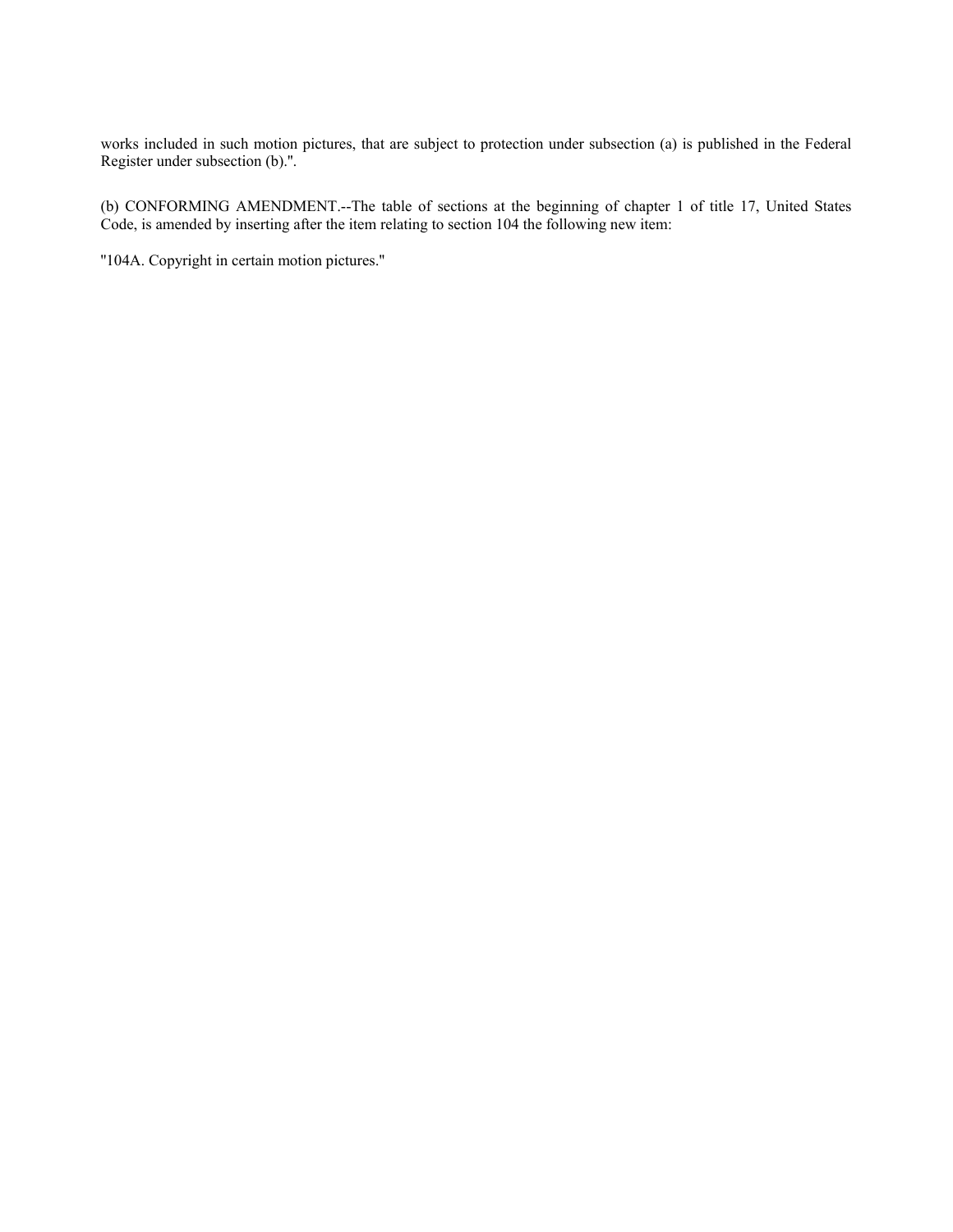works included in such motion pictures, that are subject to protection under subsection (a) is published in the Federal Register under subsection (b).".

(b) CONFORMING AMENDMENT.--The table of sections at the beginning of chapter 1 of title 17, United States Code, is amended by inserting after the item relating to section 104 the following new item:

"104A. Copyright in certain motion pictures."